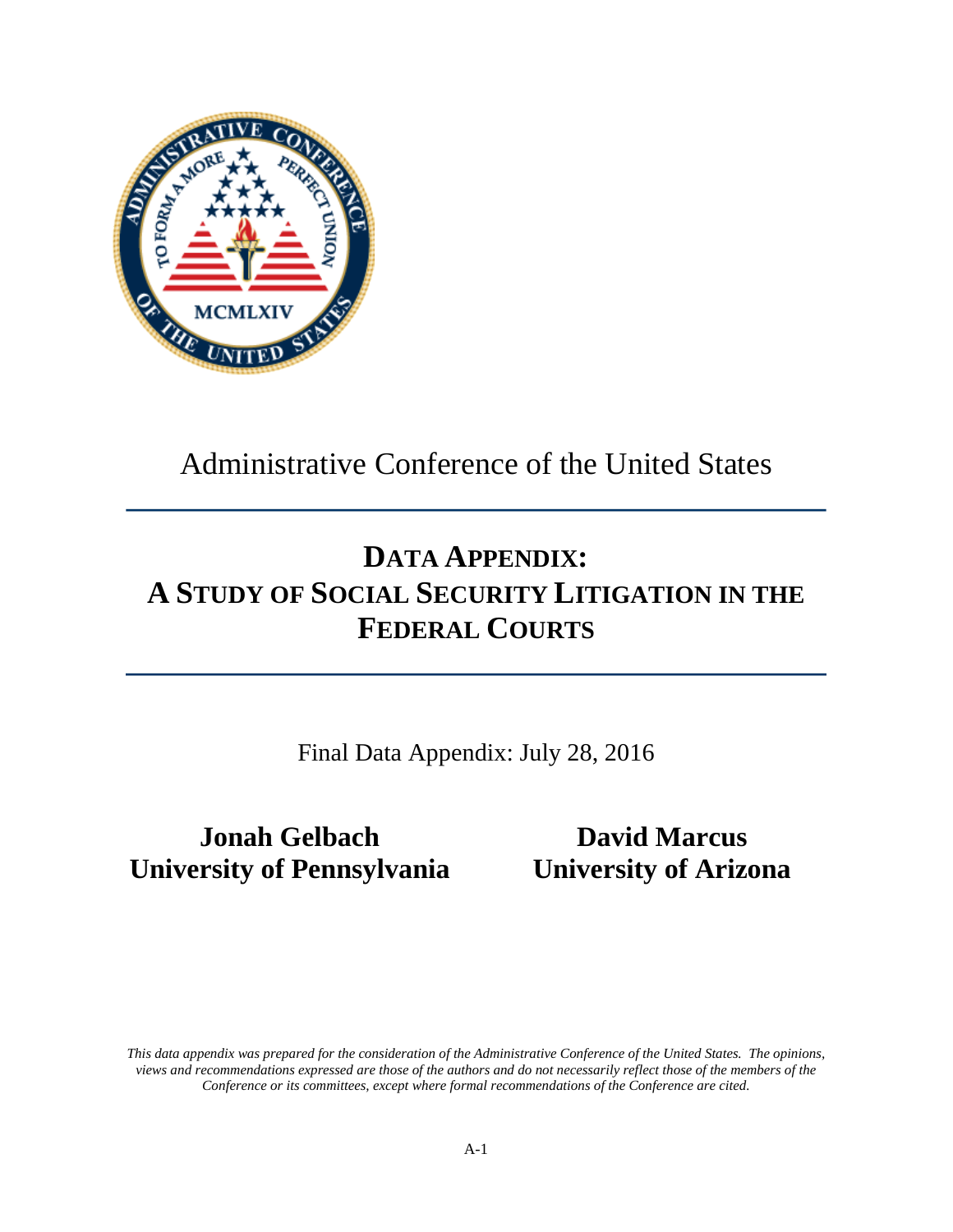Administrative Conference of the United States

# DATA APPENDIX: A STUDY OF SOCIAL SECURITY LITIGATION IN THE FEDERAL COURTS

Final Data Appendix: July 28, 2016

**Jonah Gelbach**
**University of Pennsylvania**

**David Marcus**
**University of Arizona**

*This data appendix was prepared for the consideration of the Administrative Conference of the United States. The opinions, views and recommendations expressed are those of the authors and do not necessarily reflect those of the members of the Conference or its committees, except where formal recommendations of the Conference are cited.*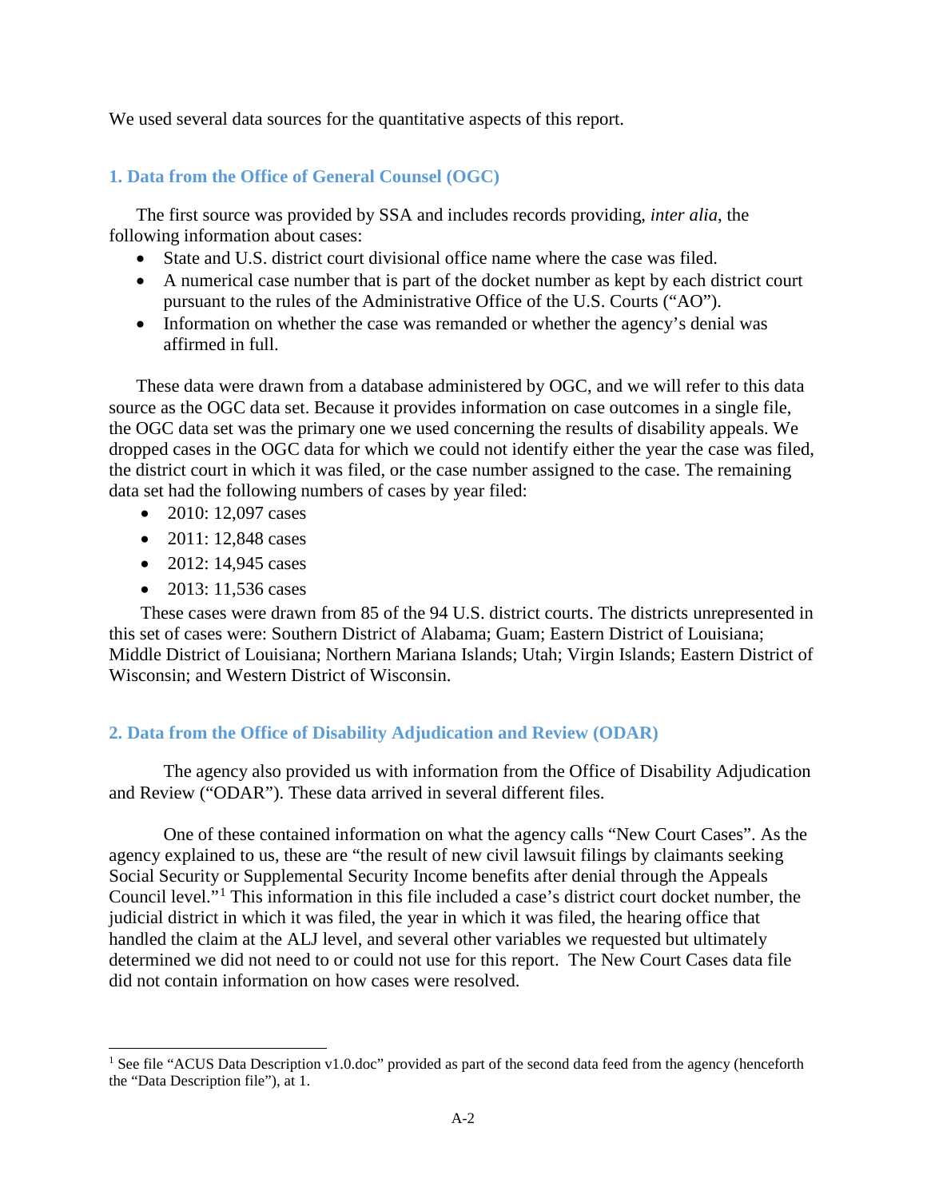We used several data sources for the quantitative aspects of this report.

## 1. Data from the Office of General Counsel (OGC)

The first source was provided by SSA and includes records providing, *inter alia*, the following information about cases:

- State and U.S. district court divisional office name where the case was filed.
- A numerical case number that is part of the docket number as kept by each district court pursuant to the rules of the Administrative Office of the U.S. Courts ("AO").
- Information on whether the case was remanded or whether the agency's denial was affirmed in full.

These data were drawn from a database administered by OGC, and we will refer to this data source as the OGC data set. Because it provides information on case outcomes in a single file, the OGC data set was the primary one we used concerning the results of disability appeals. We dropped cases in the OGC data for which we could not identify either the year the case was filed, the district court in which it was filed, or the case number assigned to the case. The remaining data set had the following numbers of cases by year filed:

- 2010: 12,097 cases
- 2011: 12,848 cases
- 2012: 14,945 cases
- 2013: 11,536 cases

These cases were drawn from 85 of the 94 U.S. district courts. The districts unrepresented in this set of cases were: Southern District of Alabama; Guam; Eastern District of Louisiana; Middle District of Louisiana; Northern Mariana Islands; Utah; Virgin Islands; Eastern District of Wisconsin; and Western District of Wisconsin.

## 2. Data from the Office of Disability Adjudication and Review (ODAR)

The agency also provided us with information from the Office of Disability Adjudication and Review ("ODAR"). These data arrived in several different files.

One of these contained information on what the agency calls "New Court Cases". As the agency explained to us, these are "the result of new civil lawsuit filings by claimants seeking Social Security or Supplemental Security Income benefits after denial through the Appeals Council level."[1] This information in this file included a case's district court docket number, the judicial district in which it was filed, the year in which it was filed, the hearing office that handled the claim at the ALJ level, and several other variables we requested but ultimately determined we did not need to or could not use for this report. The New Court Cases data file did not contain information on how cases were resolved.

[1] See file "ACUS Data Description v1.0.doc" provided as part of the second data feed from the agency (henceforth the "Data Description file"), at 1.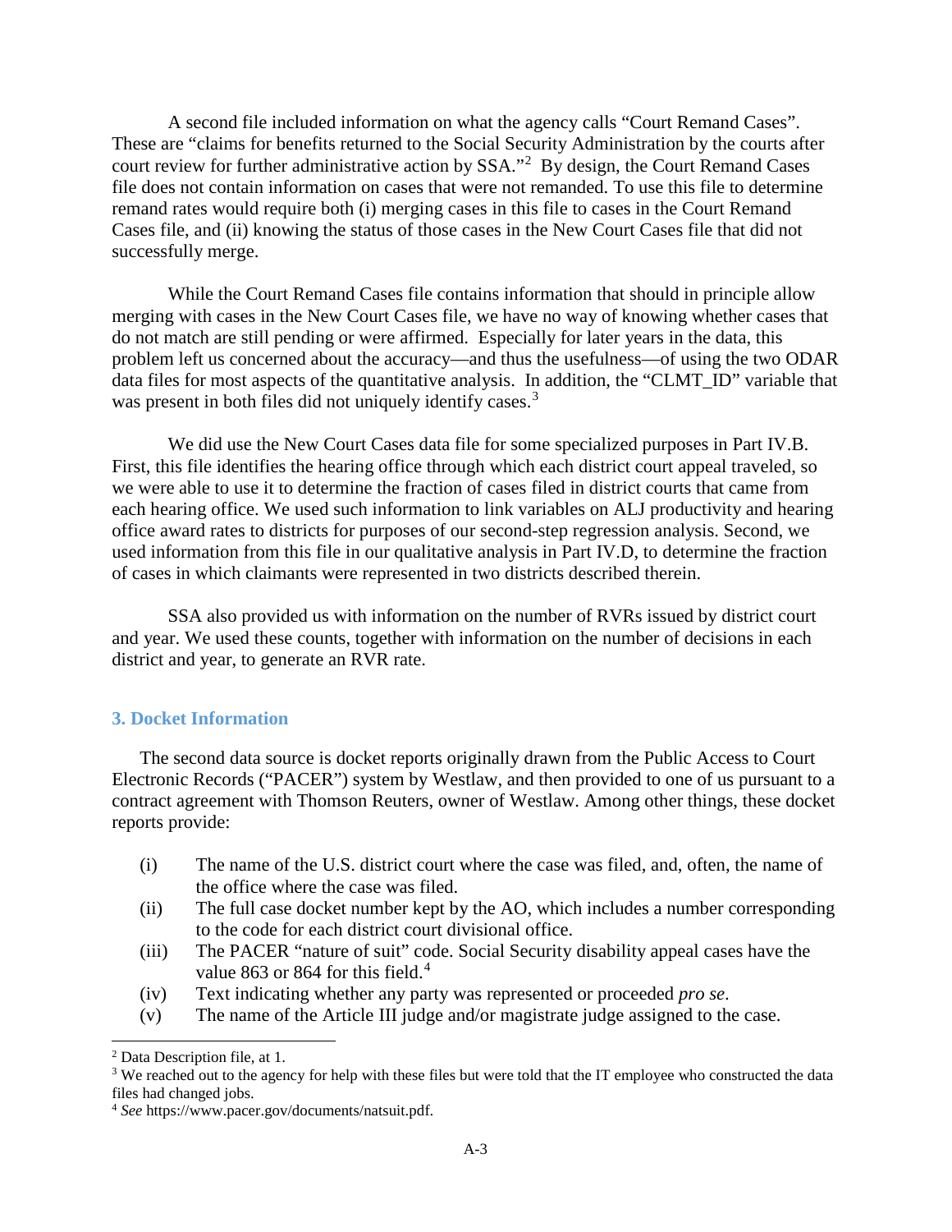A second file included information on what the agency calls "Court Remand Cases". These are "claims for benefits returned to the Social Security Administration by the courts after court review for further administrative action by SSA."[2] By design, the Court Remand Cases file does not contain information on cases that were not remanded. To use this file to determine remand rates would require both (i) merging cases in this file to cases in the Court Remand Cases file, and (ii) knowing the status of those cases in the New Court Cases file that did not successfully merge.

While the Court Remand Cases file contains information that should in principle allow merging with cases in the New Court Cases file, we have no way of knowing whether cases that do not match are still pending or were affirmed. Especially for later years in the data, this problem left us concerned about the accuracy—and thus the usefulness—of using the two ODAR data files for most aspects of the quantitative analysis. In addition, the "CLMT_ID" variable that was present in both files did not uniquely identify cases.[3]

We did use the New Court Cases data file for some specialized purposes in Part IV.B. First, this file identifies the hearing office through which each district court appeal traveled, so we were able to use it to determine the fraction of cases filed in district courts that came from each hearing office. We used such information to link variables on ALJ productivity and hearing office award rates to districts for purposes of our second-step regression analysis. Second, we used information from this file in our qualitative analysis in Part IV.D, to determine the fraction of cases in which claimants were represented in two districts described therein.

SSA also provided us with information on the number of RVRs issued by district court and year. We used these counts, together with information on the number of decisions in each district and year, to generate an RVR rate.

### 3. Docket Information

The second data source is docket reports originally drawn from the Public Access to Court Electronic Records ("PACER") system by Westlaw, and then provided to one of us pursuant to a contract agreement with Thomson Reuters, owner of Westlaw. Among other things, these docket reports provide:

(i) The name of the U.S. district court where the case was filed, and, often, the name of the office where the case was filed.
(ii) The full case docket number kept by the AO, which includes a number corresponding to the code for each district court divisional office.
(iii) The PACER "nature of suit" code. Social Security disability appeal cases have the value 863 or 864 for this field.[4]
(iv) Text indicating whether any party was represented or proceeded *pro se*.
(v) The name of the Article III judge and/or magistrate judge assigned to the case.

---

[2] Data Description file, at 1.

[3] We reached out to the agency for help with these files but were told that the IT employee who constructed the data files had changed jobs.

[4] *See* https://www.pacer.gov/documents/natsuit.pdf.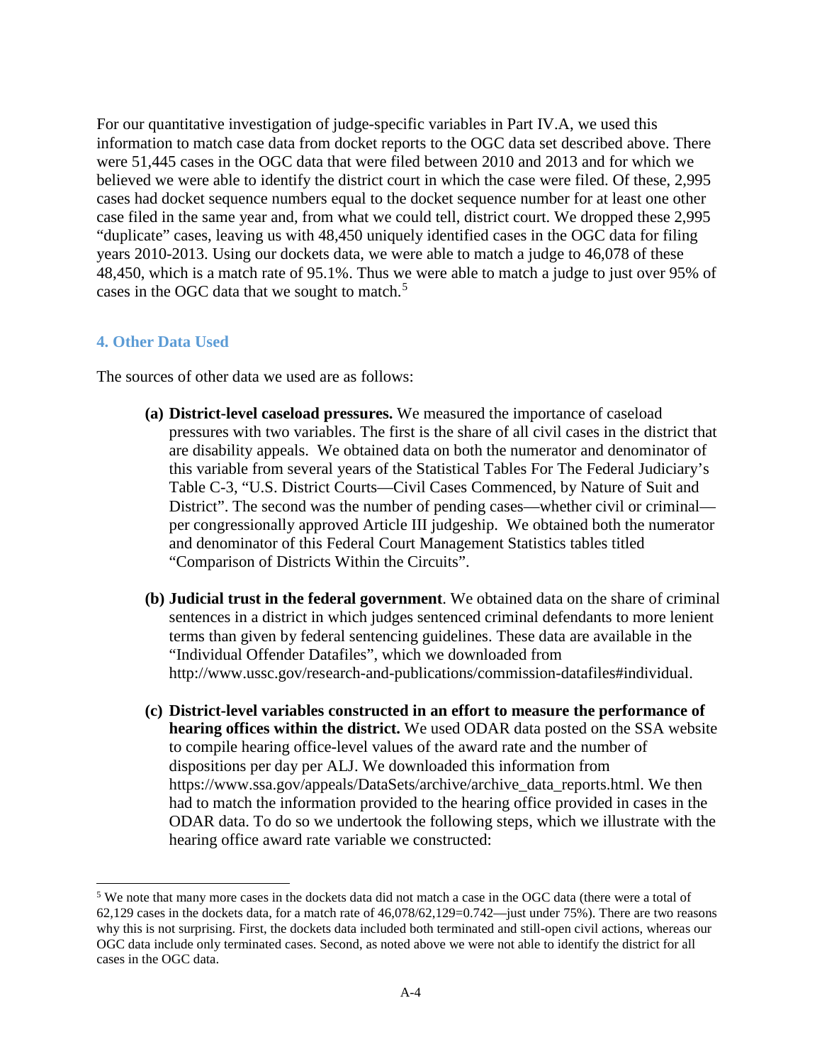For our quantitative investigation of judge-specific variables in Part IV.A, we used this information to match case data from docket reports to the OGC data set described above. There were 51,445 cases in the OGC data that were filed between 2010 and 2013 and for which we believed we were able to identify the district court in which the case were filed. Of these, 2,995 cases had docket sequence numbers equal to the docket sequence number for at least one other case filed in the same year and, from what we could tell, district court. We dropped these 2,995 "duplicate" cases, leaving us with 48,450 uniquely identified cases in the OGC data for filing years 2010-2013. Using our dockets data, we were able to match a judge to 46,078 of these 48,450, which is a match rate of 95.1%. Thus we were able to match a judge to just over 95% of cases in the OGC data that we sought to match.[5]

### 4. Other Data Used

The sources of other data we used are as follows:

**(a) District-level caseload pressures.** We measured the importance of caseload pressures with two variables. The first is the share of all civil cases in the district that are disability appeals. We obtained data on both the numerator and denominator of this variable from several years of the Statistical Tables For The Federal Judiciary's Table C-3, "U.S. District Courts—Civil Cases Commenced, by Nature of Suit and District". The second was the number of pending cases—whether civil or criminal—per congressionally approved Article III judgeship. We obtained both the numerator and denominator of this Federal Court Management Statistics tables titled "Comparison of Districts Within the Circuits".

**(b) Judicial trust in the federal government**. We obtained data on the share of criminal sentences in a district in which judges sentenced criminal defendants to more lenient terms than given by federal sentencing guidelines. These data are available in the "Individual Offender Datafiles", which we downloaded from http://www.ussc.gov/research-and-publications/commission-datafiles#individual.

**(c) District-level variables constructed in an effort to measure the performance of hearing offices within the district.** We used ODAR data posted on the SSA website to compile hearing office-level values of the award rate and the number of dispositions per day per ALJ. We downloaded this information from https://www.ssa.gov/appeals/DataSets/archive/archive_data_reports.html. We then had to match the information provided to the hearing office provided in cases in the ODAR data. To do so we undertook the following steps, which we illustrate with the hearing office award rate variable we constructed:

---

[5] We note that many more cases in the dockets data did not match a case in the OGC data (there were a total of 62,129 cases in the dockets data, for a match rate of 46,078/62,129=0.742—just under 75%). There are two reasons why this is not surprising. First, the dockets data included both terminated and still-open civil actions, whereas our OGC data include only terminated cases. Second, as noted above we were not able to identify the district for all cases in the OGC data.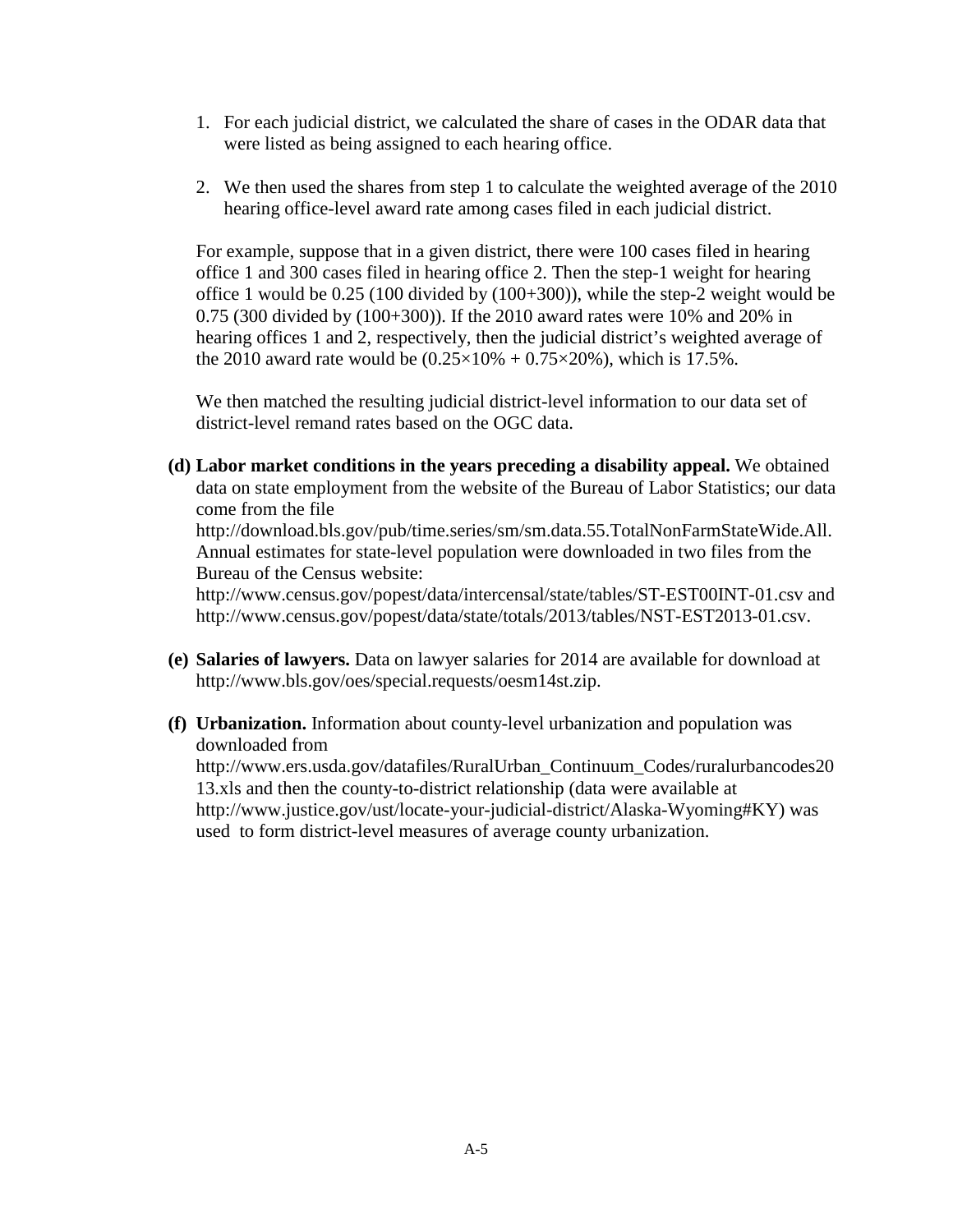1. For each judicial district, we calculated the share of cases in the ODAR data that were listed as being assigned to each hearing office.

2. We then used the shares from step 1 to calculate the weighted average of the 2010 hearing office-level award rate among cases filed in each judicial district.

   For example, suppose that in a given district, there were 100 cases filed in hearing office 1 and 300 cases filed in hearing office 2. Then the step-1 weight for hearing office 1 would be 0.25 (100 divided by (100+300)), while the step-2 weight would be 0.75 (300 divided by (100+300)). If the 2010 award rates were 10% and 20% in hearing offices 1 and 2, respectively, then the judicial district's weighted average of the 2010 award rate would be ($0.25 \times 10\% + 0.75 \times 20\%$), which is 17.5%.

   We then matched the resulting judicial district-level information to our data set of district-level remand rates based on the OGC data.

**(d) Labor market conditions in the years preceding a disability appeal.** We obtained data on state employment from the website of the Bureau of Labor Statistics; our data come from the file http://download.bls.gov/pub/time.series/sm/sm.data.55.TotalNonFarmStateWide.All. Annual estimates for state-level population were downloaded in two files from the Bureau of the Census website: http://www.census.gov/popest/data/intercensal/state/tables/ST-EST00INT-01.csv and http://www.census.gov/popest/data/state/totals/2013/tables/NST-EST2013-01.csv.

**(e) Salaries of lawyers.** Data on lawyer salaries for 2014 are available for download at http://www.bls.gov/oes/special.requests/oesm14st.zip.

**(f) Urbanization.** Information about county-level urbanization and population was downloaded from http://www.ers.usda.gov/datafiles/RuralUrban_Continuum_Codes/ruralurbancodes2013.xls and then the county-to-district relationship (data were available at http://www.justice.gov/ust/locate-your-judicial-district/Alaska-Wyoming#KY) was used to form district-level measures of average county urbanization.